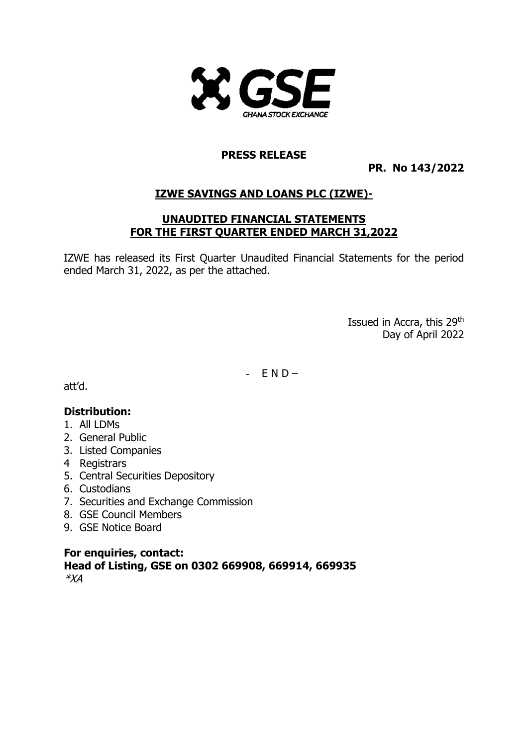GSE
GHANA STOCK EXCHANGE

**PRESS RELEASE**

**PR. No 143/2022**

## IZWE SAVINGS AND LOANS PLC (IZWE)-

## UNAUDITED FINANCIAL STATEMENTS FOR THE FIRST QUARTER ENDED MARCH 31,2022

IZWE has released its First Quarter Unaudited Financial Statements for the period ended March 31, 2022, as per the attached.

Issued in Accra, this 29th Day of April 2022

\- E N D –

att'd.

**Distribution:**

1. All LDMs
2. General Public
3. Listed Companies
4. Registrars
5. Central Securities Depository
6. Custodians
7. Securities and Exchange Commission
8. GSE Council Members
9. GSE Notice Board

**For enquiries, contact:**
**Head of Listing, GSE on 0302 669908, 669914, 669935**
*\*XA*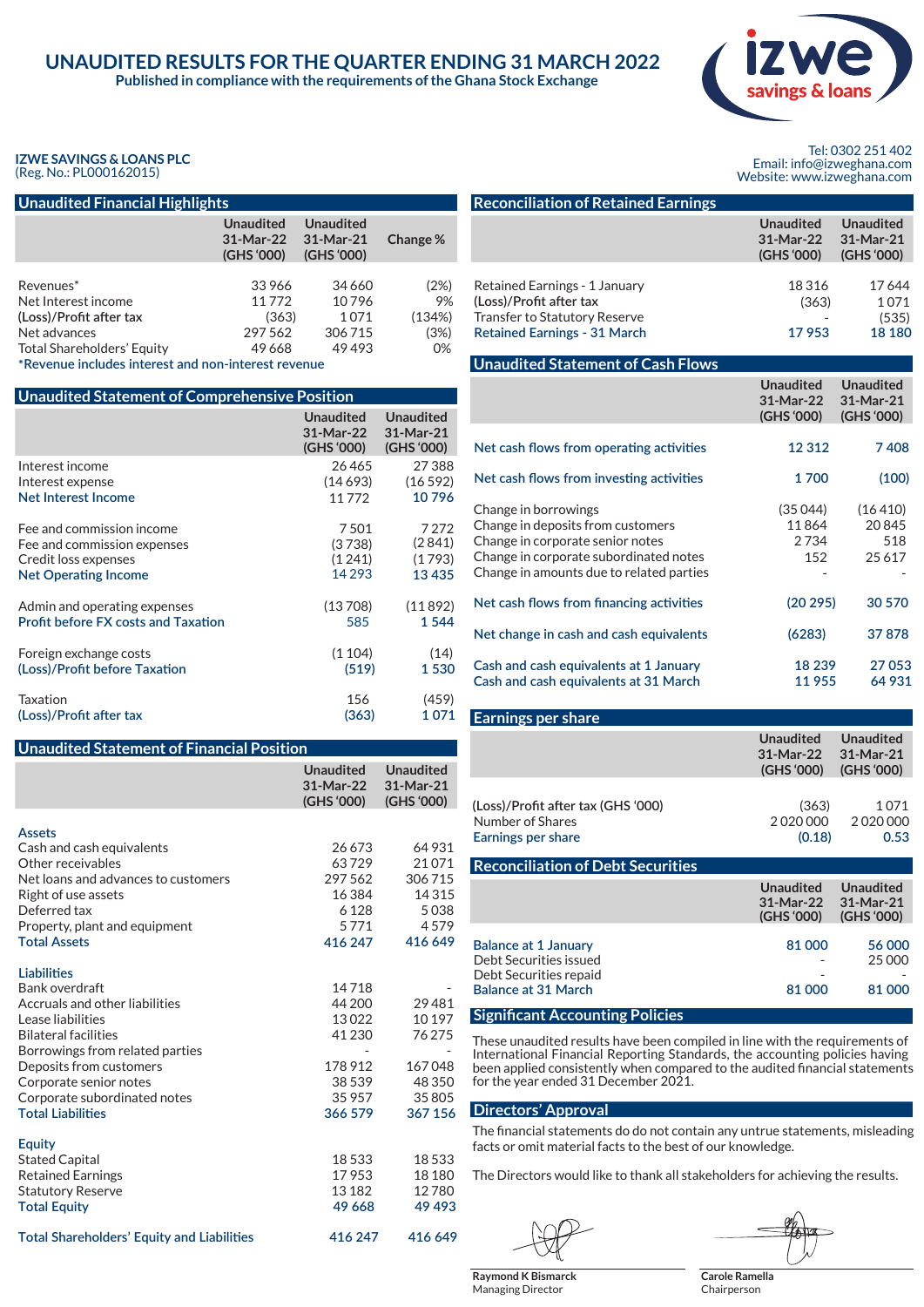# UNAUDITED RESULTS FOR THE QUARTER ENDING 31 MARCH 2022

**Published in compliance with the requirements of the Ghana Stock Exchange**

**IZWE SAVINGS & LOANS PLC**
(Reg. No.: PL000162015)

Tel: 0302 251 402
Email: info@izweghana.com
Website: www.izweghana.com

## Unaudited Financial Highlights

| | Unaudited 31-Mar-22 (GHS '000) | Unaudited 31-Mar-21 (GHS '000) | Change % |
|---|---|---|---|
| Revenues* | 33 966 | 34 660 | (2%) |
| Net Interest income | 11 772 | 10 796 | 9% |
| (Loss)/Profit after tax | (363) | 1 071 | (134%) |
| Net advances | 297 562 | 306 715 | (3%) |
| Total Shareholders' Equity | 49 668 | 49 493 | 0% |

*Revenue includes interest and non-interest revenue

## Unaudited Statement of Comprehensive Position

| | Unaudited 31-Mar-22 (GHS '000) | Unaudited 31-Mar-21 (GHS '000) |
|---|---|---|
| Interest income | 26 465 | 27 388 |
| Interest expense | (14 693) | (16 592) |
| Net Interest Income | 11 772 | 10 796 |
| Fee and commission income | 7 501 | 7 272 |
| Fee and commission expenses | (3 738) | (2 841) |
| Credit loss expenses | (1 241) | (1 793) |
| Net Operating Income | 14 293 | 13 435 |
| Admin and operating expenses | (13 708) | (11 892) |
| Profit before FX costs and Taxation | 585 | 1 544 |
| Foreign exchange costs | (1 104) | (14) |
| (Loss)/Profit before Taxation | (519) | 1 530 |
| Taxation | 156 | (459) |
| (Loss)/Profit after tax | (363) | 1 071 |

## Unaudited Statement of Financial Position

| | Unaudited 31-Mar-22 (GHS '000) | Unaudited 31-Mar-21 (GHS '000) |
|---|---|---|
| **Assets** | | |
| Cash and cash equivalents | 26 673 | 64 931 |
| Other receivables | 63 729 | 21 071 |
| Net loans and advances to customers | 297 562 | 306 715 |
| Right of use assets | 16 384 | 14 315 |
| Deferred tax | 6 128 | 5 038 |
| Property, plant and equipment | 5 771 | 4 579 |
| Total Assets | 416 247 | 416 649 |
| **Liabilities** | | |
| Bank overdraft | 14 718 | - |
| Accruals and other liabilities | 44 200 | 29 481 |
| Lease liabilities | 13 022 | 10 197 |
| Bilateral facilities | 41 230 | 76 275 |
| Borrowings from related parties | - | - |
| Deposits from customers | 178 912 | 167 048 |
| Corporate senior notes | 38 539 | 48 350 |
| Corporate subordinated notes | 35 957 | 35 805 |
| Total Liabilities | 366 579 | 367 156 |
| **Equity** | | |
| Stated Capital | 18 533 | 18 533 |
| Retained Earnings | 17 953 | 18 180 |
| Statutory Reserve | 13 182 | 12 780 |
| Total Equity | 49 668 | 49 493 |
| Total Shareholders' Equity and Liabilities | 416 247 | 416 649 |

## Reconciliation of Retained Earnings

| | Unaudited 31-Mar-22 (GHS '000) | Unaudited 31-Mar-21 (GHS '000) |
|---|---|---|
| Retained Earnings - 1 January | 18 316 | 17 644 |
| (Loss)/Profit after tax | (363) | 1 071 |
| Transfer to Statutory Reserve | - | (535) |
| Retained Earnings - 31 March | 17 953 | 18 180 |

## Unaudited Statement of Cash Flows

| | Unaudited 31-Mar-22 (GHS '000) | Unaudited 31-Mar-21 (GHS '000) |
|---|---|---|
| Net cash flows from operating activities | 12 312 | 7 408 |
| Net cash flows from investing activities | 1 700 | (100) |
| Change in borrowings | (35 044) | (16 410) |
| Change in deposits from customers | 11 864 | 20 845 |
| Change in corporate senior notes | 2 734 | 518 |
| Change in corporate subordinated notes | 152 | 25 617 |
| Change in amounts due to related parties | - | - |
| Net cash flows from financing activities | (20 295) | 30 570 |
| Net change in cash and cash equivalents | (6283) | 37 878 |
| Cash and cash equivalents at 1 January | 18 239 | 27 053 |
| Cash and cash equivalents at 31 March | 11 955 | 64 931 |

## Earnings per share

| | Unaudited 31-Mar-22 (GHS '000) | Unaudited 31-Mar-21 (GHS '000) |
|---|---|---|
| (Loss)/Profit after tax (GHS '000) | (363) | 1 071 |
| Number of Shares | 2 020 000 | 2 020 000 |
| Earnings per share | (0.18) | 0.53 |

## Reconciliation of Debt Securities

| | Unaudited 31-Mar-22 (GHS '000) | Unaudited 31-Mar-21 (GHS '000) |
|---|---|---|
| Balance at 1 January | 81 000 | 56 000 |
| Debt Securities issued | - | 25 000 |
| Debt Securities repaid | - | - |
| Balance at 31 March | 81 000 | 81 000 |

## Significant Accounting Policies

These unaudited results have been compiled in line with the requirements of International Financial Reporting Standards, the accounting policies having been applied consistently when compared to the audited financial statements for the year ended 31 December 2021.

## Directors' Approval

The financial statements do not contain any untrue statements, misleading facts or omit material facts to the best of our knowledge.

The Directors would like to thank all stakeholders for achieving the results.

**Raymond K Bismarck**
Managing Director

**Carole Ramella**
Chairperson